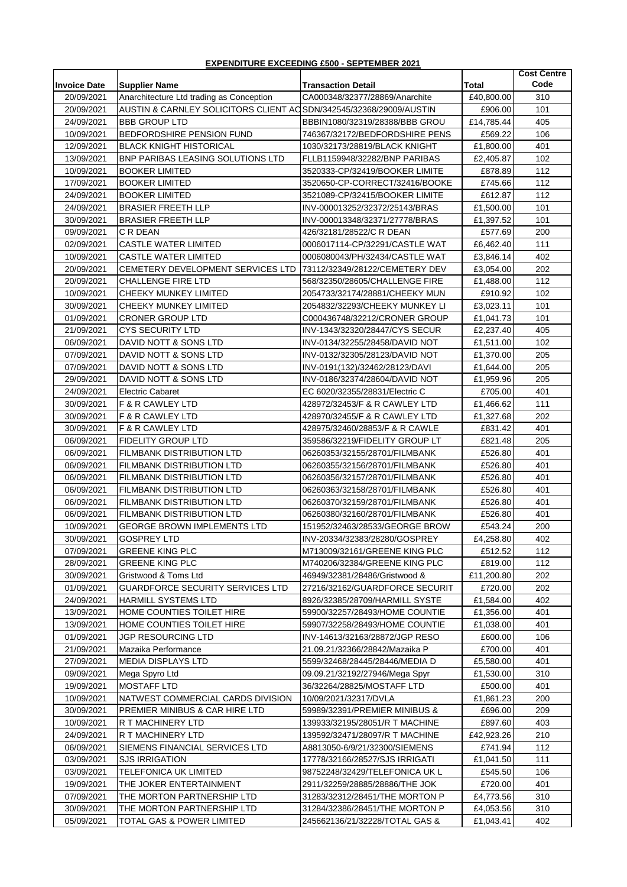**EXPENDITURE EXCEEDING £500 - SEPTEMBER 2021**

| Invoice Date | Supplier Name | Transaction Detail | Total | Cost Centre Code |
|---|---|---|---|---|
| 20/09/2021 | Anarchitecture Ltd trading as Conception | CA000348/32377/28869/Anarchite | £40,800.00 | 310 |
| 20/09/2021 | AUSTIN & CARNLEY SOLICITORS CLIENT AC | SDN/342545/32368/29009/AUSTIN | £906.00 | 101 |
| 24/09/2021 | BBB GROUP LTD | BBBIN1080/32319/28388/BBB GROU | £14,785.44 | 405 |
| 10/09/2021 | BEDFORDSHIRE PENSION FUND | 746367/32172/BEDFORDSHIRE PENS | £569.22 | 106 |
| 12/09/2021 | BLACK KNIGHT HISTORICAL | 1030/32173/28819/BLACK KNIGHT | £1,800.00 | 401 |
| 13/09/2021 | BNP PARIBAS LEASING SOLUTIONS LTD | FLLB1159948/32282/BNP PARIBAS | £2,405.87 | 102 |
| 10/09/2021 | BOOKER LIMITED | 3520333-CP/32419/BOOKER LIMITE | £878.89 | 112 |
| 17/09/2021 | BOOKER LIMITED | 3520650-CP-CORRECT/32416/BOOKE | £745.66 | 112 |
| 24/09/2021 | BOOKER LIMITED | 3521089-CP/32415/BOOKER LIMITE | £612.87 | 112 |
| 24/09/2021 | BRASIER FREETH LLP | INV-000013252/32372/25143/BRAS | £1,500.00 | 101 |
| 30/09/2021 | BRASIER FREETH LLP | INV-000013348/32371/27778/BRAS | £1,397.52 | 101 |
| 09/09/2021 | C R DEAN | 426/32181/28522/C R DEAN | £577.69 | 200 |
| 02/09/2021 | CASTLE WATER LIMITED | 0006017114-CP/32291/CASTLE WAT | £6,462.40 | 111 |
| 10/09/2021 | CASTLE WATER LIMITED | 0006080043/PH/32434/CASTLE WAT | £3,846.14 | 402 |
| 20/09/2021 | CEMETERY DEVELOPMENT SERVICES LTD | 73112/32349/28122/CEMETERY DEV | £3,054.00 | 202 |
| 20/09/2021 | CHALLENGE FIRE LTD | 568/32350/28605/CHALLENGE FIRE | £1,488.00 | 112 |
| 10/09/2021 | CHEEKY MUNKEY LIMITED | 2054733/32174/28881/CHEEKY MUN | £910.92 | 102 |
| 30/09/2021 | CHEEKY MUNKEY LIMITED | 2054832/32293/CHEEKY MUNKEY LI | £3,023.11 | 101 |
| 01/09/2021 | CRONER GROUP LTD | C000436748/32212/CRONER GROUP | £1,041.73 | 101 |
| 21/09/2021 | CYS SECURITY LTD | INV-1343/32320/28447/CYS SECUR | £2,237.40 | 405 |
| 06/09/2021 | DAVID NOTT & SONS LTD | INV-0134/32255/28458/DAVID NOT | £1,511.00 | 102 |
| 07/09/2021 | DAVID NOTT & SONS LTD | INV-0132/32305/28123/DAVID NOT | £1,370.00 | 205 |
| 07/09/2021 | DAVID NOTT & SONS LTD | INV-0191(132)/32462/28123/DAVI | £1,644.00 | 205 |
| 29/09/2021 | DAVID NOTT & SONS LTD | INV-0186/32374/28604/DAVID NOT | £1,959.96 | 205 |
| 24/09/2021 | Electric Cabaret | EC 6020/32355/28831/Electric C | £705.00 | 401 |
| 30/09/2021 | F & R CAWLEY LTD | 428972/32453/F & R CAWLEY LTD | £1,466.62 | 111 |
| 30/09/2021 | F & R CAWLEY LTD | 428970/32455/F & R CAWLEY LTD | £1,327.68 | 202 |
| 30/09/2021 | F & R CAWLEY LTD | 428975/32460/28853/F & R CAWLE | £831.42 | 401 |
| 06/09/2021 | FIDELITY GROUP LTD | 359586/32219/FIDELITY GROUP LT | £821.48 | 205 |
| 06/09/2021 | FILMBANK DISTRIBUTION LTD | 06260353/32155/28701/FILMBANK | £526.80 | 401 |
| 06/09/2021 | FILMBANK DISTRIBUTION LTD | 06260355/32156/28701/FILMBANK | £526.80 | 401 |
| 06/09/2021 | FILMBANK DISTRIBUTION LTD | 06260356/32157/28701/FILMBANK | £526.80 | 401 |
| 06/09/2021 | FILMBANK DISTRIBUTION LTD | 06260363/32158/28701/FILMBANK | £526.80 | 401 |
| 06/09/2021 | FILMBANK DISTRIBUTION LTD | 06260370/32159/28701/FILMBANK | £526.80 | 401 |
| 06/09/2021 | FILMBANK DISTRIBUTION LTD | 06260380/32160/28701/FILMBANK | £526.80 | 401 |
| 10/09/2021 | GEORGE BROWN IMPLEMENTS LTD | 151952/32463/28533/GEORGE BROW | £543.24 | 200 |
| 30/09/2021 | GOSPREY LTD | INV-20334/32383/28280/GOSPREY | £4,258.80 | 402 |
| 07/09/2021 | GREENE KING PLC | M713009/32161/GREENE KING PLC | £512.52 | 112 |
| 28/09/2021 | GREENE KING PLC | M740206/32384/GREENE KING PLC | £819.00 | 112 |
| 30/09/2021 | Gristwood & Toms Ltd | 46949/32381/28486/Gristwood & | £11,200.80 | 202 |
| 01/09/2021 | GUARDFORCE SECURITY SERVICES LTD | 27216/32162/GUARDFORCE SECURIT | £720.00 | 202 |
| 24/09/2021 | HARMILL SYSTEMS LTD | 8926/32385/28709/HARMILL SYSTE | £1,584.00 | 402 |
| 13/09/2021 | HOME COUNTIES TOILET HIRE | 59900/32257/28493/HOME COUNTIE | £1,356.00 | 401 |
| 13/09/2021 | HOME COUNTIES TOILET HIRE | 59907/32258/28493/HOME COUNTIE | £1,038.00 | 401 |
| 01/09/2021 | JGP RESOURCING LTD | INV-14613/32163/28872/JGP RESO | £600.00 | 106 |
| 21/09/2021 | Mazaika Performance | 21.09.21/32366/28842/Mazaika P | £700.00 | 401 |
| 27/09/2021 | MEDIA DISPLAYS LTD | 5599/32468/28445/28446/MEDIA D | £5,580.00 | 401 |
| 09/09/2021 | Mega Spyro Ltd | 09.09.21/32192/27946/Mega Spyr | £1,530.00 | 310 |
| 19/09/2021 | MOSTAFF LTD | 36/32264/28825/MOSTAFF LTD | £500.00 | 401 |
| 10/09/2021 | NATWEST COMMERCIAL CARDS DIVISION | 10/09/2021/32317/DVLA | £1,861.23 | 200 |
| 30/09/2021 | PREMIER MINIBUS & CAR HIRE LTD | 59989/32391/PREMIER MINIBUS & | £696.00 | 209 |
| 10/09/2021 | R T MACHINERY LTD | 139933/32195/28051/R T MACHINE | £897.60 | 403 |
| 24/09/2021 | R T MACHINERY LTD | 139592/32471/28097/R T MACHINE | £42,923.26 | 210 |
| 06/09/2021 | SIEMENS FINANCIAL SERVICES LTD | A8813050-6/9/21/32300/SIEMENS | £741.94 | 112 |
| 03/09/2021 | SJS IRRIGATION | 17778/32166/28527/SJS IRRIGATI | £1,041.50 | 111 |
| 03/09/2021 | TELEFONICA UK LIMITED | 98752248/32429/TELEFONICA UK L | £545.50 | 106 |
| 19/09/2021 | THE JOKER ENTERTAINMENT | 2911/32259/28885/28886/THE JOK | £720.00 | 401 |
| 07/09/2021 | THE MORTON PARTNERSHIP LTD | 31283/32312/28451/THE MORTON P | £4,773.56 | 310 |
| 30/09/2021 | THE MORTON PARTNERSHIP LTD | 31284/32386/28451/THE MORTON P | £4,053.56 | 310 |
| 05/09/2021 | TOTAL GAS & POWER LIMITED | 245662136/21/32228/TOTAL GAS & | £1,043.41 | 402 |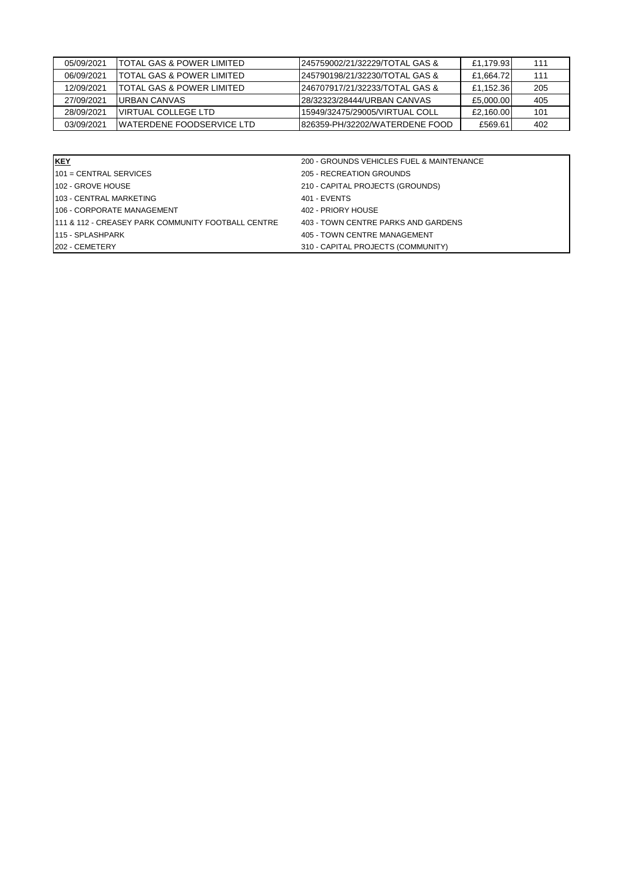| | | | | |
|---|---|---|---|---|
| 05/09/2021 | TOTAL GAS & POWER LIMITED | 245759002/21/32229/TOTAL GAS & | £1,179.93 | 111 |
| 06/09/2021 | TOTAL GAS & POWER LIMITED | 245790198/21/32230/TOTAL GAS & | £1,664.72 | 111 |
| 12/09/2021 | TOTAL GAS & POWER LIMITED | 246707917/21/32233/TOTAL GAS & | £1,152.36 | 205 |
| 27/09/2021 | URBAN CANVAS | 28/32323/28444/URBAN CANVAS | £5,000.00 | 405 |
| 28/09/2021 | VIRTUAL COLLEGE LTD | 15949/32475/29005/VIRTUAL COLL | £2,160.00 | 101 |
| 03/09/2021 | WATERDENE FOODSERVICE LTD | 826359-PH/32202/WATERDENE FOOD | £569.61 | 402 |

| **KEY** | 200 - GROUNDS VEHICLES FUEL & MAINTENANCE |
|---|---|
| 101 = CENTRAL SERVICES | 205 - RECREATION GROUNDS |
| 102 - GROVE HOUSE | 210 - CAPITAL PROJECTS (GROUNDS) |
| 103 - CENTRAL MARKETING | 401 - EVENTS |
| 106 - CORPORATE MANAGEMENT | 402 - PRIORY HOUSE |
| 111 & 112 - CREASEY PARK COMMUNITY FOOTBALL CENTRE | 403 - TOWN CENTRE PARKS AND GARDENS |
| 115 - SPLASHPARK | 405 - TOWN CENTRE MANAGEMENT |
| 202 - CEMETERY | 310 - CAPITAL PROJECTS (COMMUNITY) |